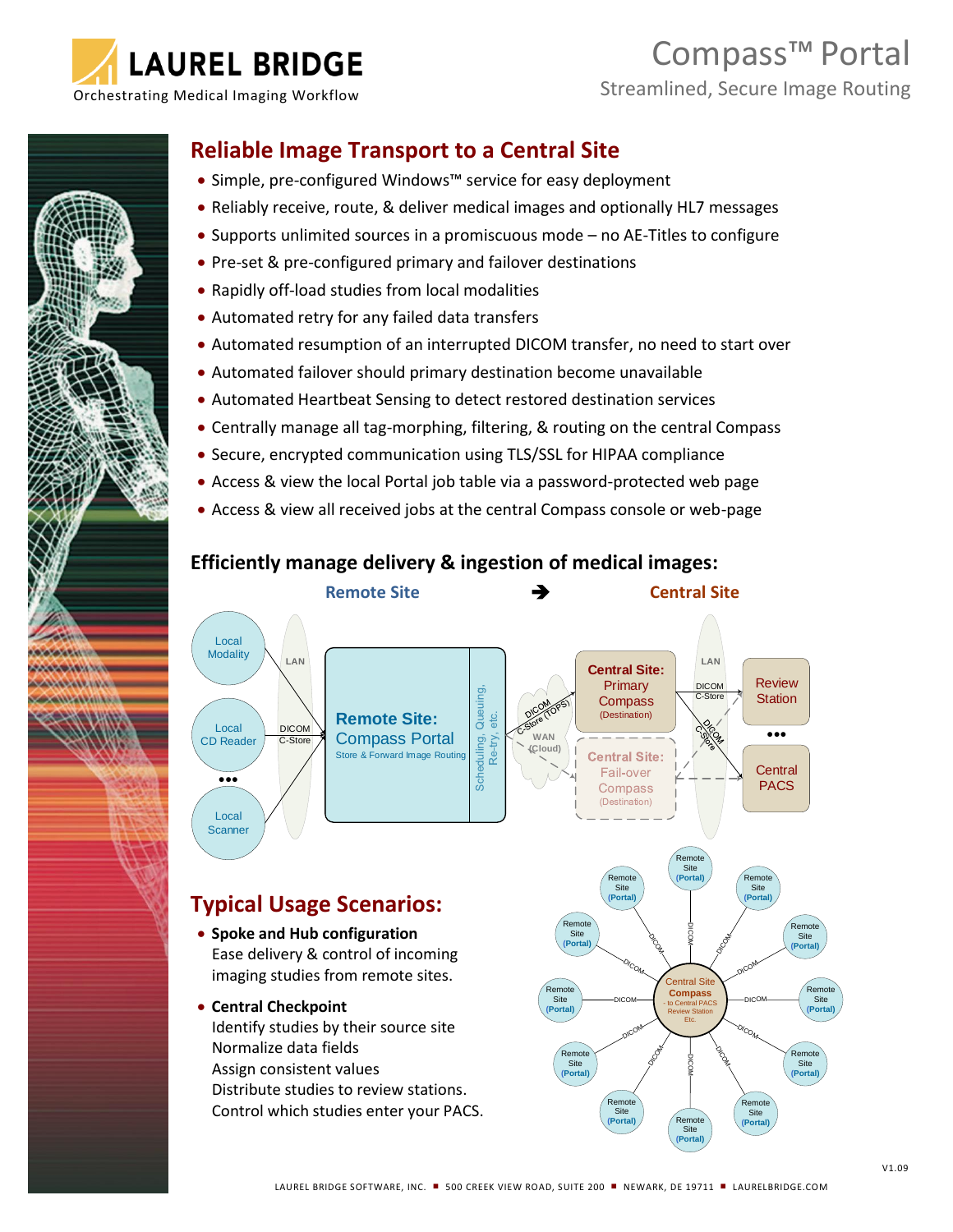# LAUREL BRIDGE

Orchestrating Medical Imaging Workflow

# Compass™ Portal

Streamlined, Secure Image Routing

## Reliable Image Transport to a Central Site

- Simple, pre-configured Windows™ service for easy deployment
- Reliably receive, route, & deliver medical images and optionally HL7 messages
- Supports unlimited sources in a promiscuous mode – no AE-Titles to configure
- Pre-set & pre-configured primary and failover destinations
- Rapidly off-load studies from local modalities
- Automated retry for any failed data transfers
- Automated resumption of an interrupted DICOM transfer, no need to start over
- Automated failover should primary destination become unavailable
- Automated Heartbeat Sensing to detect restored destination services
- Centrally manage all tag-morphing, filtering, & routing on the central Compass
- Secure, encrypted communication using TLS/SSL for HIPAA compliance
- Access & view the local Portal job table via a password-protected web page
- Access & view all received jobs at the central Compass console or web-page

### Efficiently manage delivery & ingestion of medical images:

Remote Site → Central Site

Local Modality, Local CD Reader, ••• Local Scanner — LAN — DICOM C-Store — **Remote Site:** Compass Portal (Store & Forward Image Routing) | Scheduling, Queuing, Re-try, etc. — WAN (Cloud) — DICOM C-Store (TOPS) — **Central Site:** Primary Compass (Destination) / **Central Site:** Fail-over Compass (Destination) — LAN — DICOM C-Store — Review Station ••• Central PACS

## Typical Usage Scenarios:

- **Spoke and Hub configuration**
  Ease delivery & control of incoming imaging studies from remote sites.
- **Central Checkpoint**
  Identify studies by their source site
  Normalize data fields
  Assign consistent values
  Distribute studies to review stations.
  Control which studies enter your PACS.

Central Site Compass (- to Central PACS, Review Station, Etc.) — DICOM — Remote Site (Portal) ×14

V1.09

LAUREL BRIDGE SOFTWARE, INC. ▪ 500 CREEK VIEW ROAD, SUITE 200 ▪ NEWARK, DE 19711 ▪ LAURELBRIDGE.COM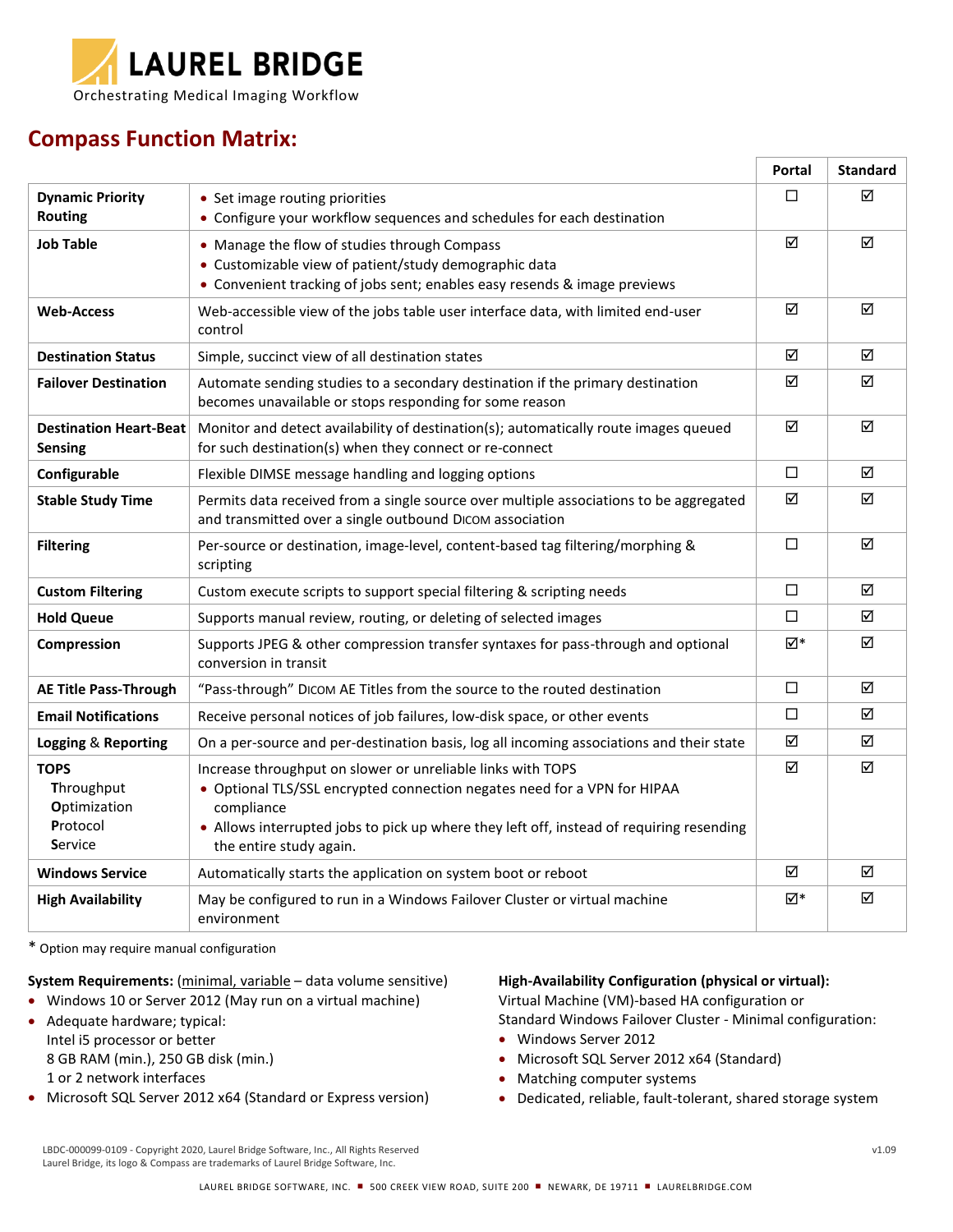LAUREL BRIDGE

Orchestrating Medical Imaging Workflow

## Compass Function Matrix:

| | | Portal | Standard |
|---|---|---|---|
| **Dynamic Priority Routing** | • Set image routing priorities<br>• Configure your workflow sequences and schedules for each destination | ☐ | ☑ |
| **Job Table** | • Manage the flow of studies through Compass<br>• Customizable view of patient/study demographic data<br>• Convenient tracking of jobs sent; enables easy resends & image previews | ☑ | ☑ |
| **Web-Access** | Web-accessible view of the jobs table user interface data, with limited end-user control | ☑ | ☑ |
| **Destination Status** | Simple, succinct view of all destination states | ☑ | ☑ |
| **Failover Destination** | Automate sending studies to a secondary destination if the primary destination becomes unavailable or stops responding for some reason | ☑ | ☑ |
| **Destination Heart-Beat Sensing** | Monitor and detect availability of destination(s); automatically route images queued for such destination(s) when they connect or re-connect | ☑ | ☑ |
| **Configurable** | Flexible DIMSE message handling and logging options | ☐ | ☑ |
| **Stable Study Time** | Permits data received from a single source over multiple associations to be aggregated and transmitted over a single outbound DICOM association | ☑ | ☑ |
| **Filtering** | Per-source or destination, image-level, content-based tag filtering/morphing & scripting | ☐ | ☑ |
| **Custom Filtering** | Custom execute scripts to support special filtering & scripting needs | ☐ | ☑ |
| **Hold Queue** | Supports manual review, routing, or deleting of selected images | ☐ | ☑ |
| **Compression** | Supports JPEG & other compression transfer syntaxes for pass-through and optional conversion in transit | ☑* | ☑ |
| **AE Title Pass-Through** | "Pass-through" DICOM AE Titles from the source to the routed destination | ☐ | ☑ |
| **Email Notifications** | Receive personal notices of job failures, low-disk space, or other events | ☐ | ☑ |
| **Logging & Reporting** | On a per-source and per-destination basis, log all incoming associations and their state | ☑ | ☑ |
| **TOPS**<br>Throughput Optimization Protocol Service | Increase throughput on slower or unreliable links with TOPS<br>• Optional TLS/SSL encrypted connection negates need for a VPN for HIPAA compliance<br>• Allows interrupted jobs to pick up where they left off, instead of requiring resending the entire study again. | ☑ | ☑ |
| **Windows Service** | Automatically starts the application on system boot or reboot | ☑ | ☑ |
| **High Availability** | May be configured to run in a Windows Failover Cluster or virtual machine environment | ☑* | ☑ |

\* Option may require manual configuration

**System Requirements:** (minimal, variable – data volume sensitive)

- Windows 10 or Server 2012 (May run on a virtual machine)
- Adequate hardware; typical:
  Intel i5 processor or better
  8 GB RAM (min.), 250 GB disk (min.)
  1 or 2 network interfaces
- Microsoft SQL Server 2012 x64 (Standard or Express version)

**High-Availability Configuration (physical or virtual):**

Virtual Machine (VM)-based HA configuration or
Standard Windows Failover Cluster - Minimal configuration:

- Windows Server 2012
- Microsoft SQL Server 2012 x64 (Standard)
- Matching computer systems
- Dedicated, reliable, fault-tolerant, shared storage system

LBDC-000099-0109 - Copyright 2020, Laurel Bridge Software, Inc., All Rights Reserved
Laurel Bridge, its logo & Compass are trademarks of Laurel Bridge Software, Inc.

v1.09

LAUREL BRIDGE SOFTWARE, INC. ■ 500 CREEK VIEW ROAD, SUITE 200 ■ NEWARK, DE 19711 ■ LAURELBRIDGE.COM